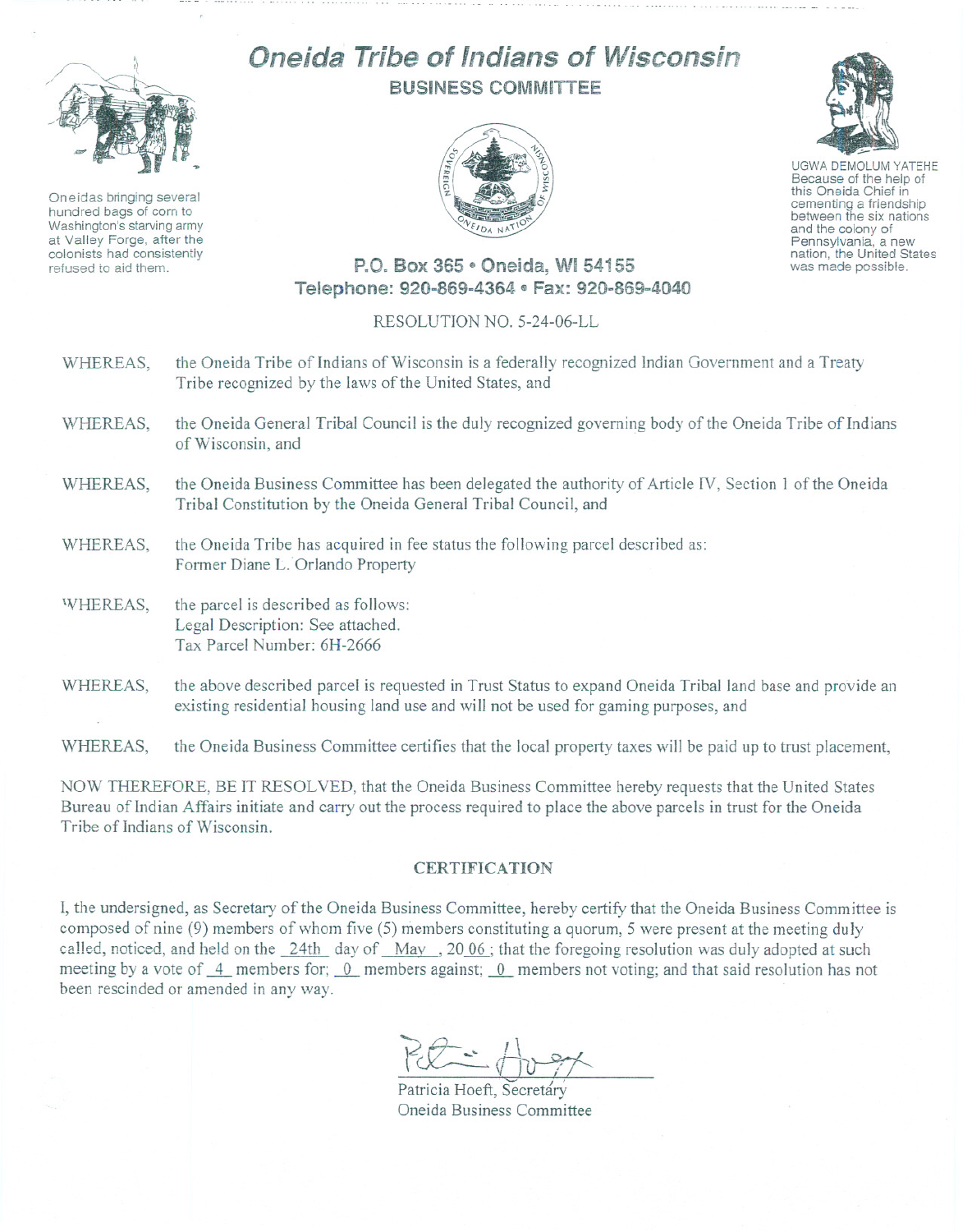# Oneida Tribe of Indians of Wisconsin

## BUSINESS COMMITTEE

Oneidas bringing several hundred bags of corn to Washington's starving army at Valley Forge, after the colonists had consistently refused to aid them.

UGWA DEMOLUM YATEHE
Because of the help of this Oneida Chief in cementing a friendship between the six nations and the colony of Pennsylvania, a new nation, the United States was made possible.

**P.O. Box 365 • Oneida, WI 54155**
**Telephone: 920-869-4364 • Fax: 920-869-4040**

RESOLUTION NO. 5-24-06-LL

WHEREAS, the Oneida Tribe of Indians of Wisconsin is a federally recognized Indian Government and a Treaty Tribe recognized by the laws of the United States, and

WHEREAS, the Oneida General Tribal Council is the duly recognized governing body of the Oneida Tribe of Indians of Wisconsin, and

WHEREAS, the Oneida Business Committee has been delegated the authority of Article IV, Section 1 of the Oneida Tribal Constitution by the Oneida General Tribal Council, and

WHEREAS, the Oneida Tribe has acquired in fee status the following parcel described as:
Former Diane L. Orlando Property

WHEREAS, the parcel is described as follows:
Legal Description: See attached.
Tax Parcel Number: 6H-2666

WHEREAS, the above described parcel is requested in Trust Status to expand Oneida Tribal land base and provide an existing residential housing land use and will not be used for gaming purposes, and

WHEREAS, the Oneida Business Committee certifies that the local property taxes will be paid up to trust placement,

NOW THEREFORE, BE IT RESOLVED, that the Oneida Business Committee hereby requests that the United States Bureau of Indian Affairs initiate and carry out the process required to place the above parcels in trust for the Oneida Tribe of Indians of Wisconsin.

### CERTIFICATION

I, the undersigned, as Secretary of the Oneida Business Committee, hereby certify that the Oneida Business Committee is composed of nine (9) members of whom five (5) members constituting a quorum, 5 were present at the meeting duly called, noticed, and held on the 24th day of May, 2006; that the foregoing resolution was duly adopted at such meeting by a vote of 4 members for; 0 members against; 0 members not voting; and that said resolution has not been rescinded or amended in any way.

Patricia Hoeft, Secretary
Oneida Business Committee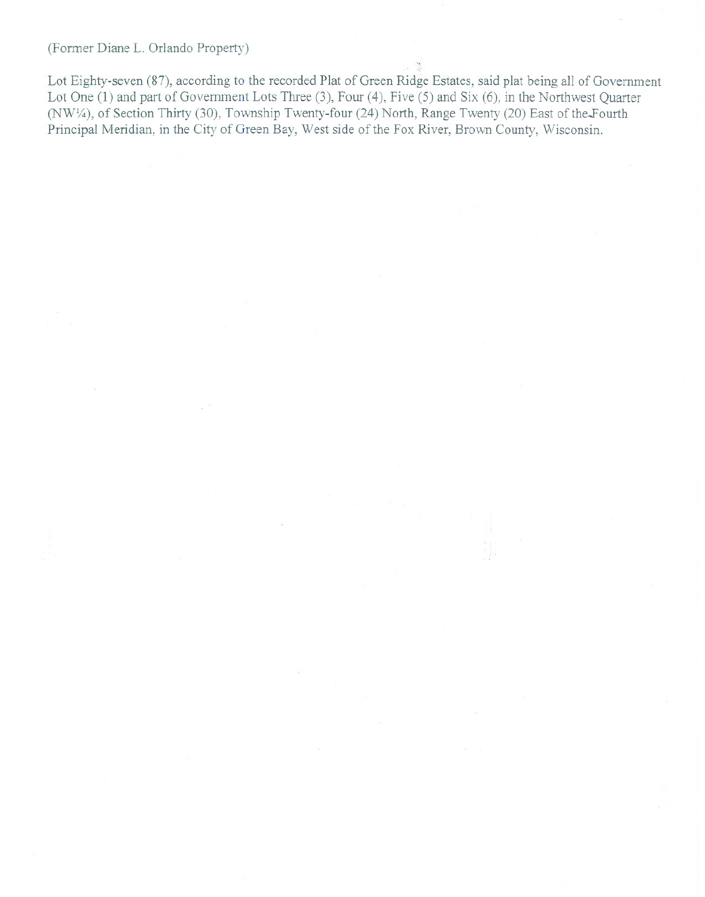(Former Diane L. Orlando Property)

Lot Eighty-seven (87), according to the recorded Plat of Green Ridge Estates, said plat being all of Government Lot One (1) and part of Government Lots Three (3), Four (4), Five (5) and Six (6), in the Northwest Quarter (NW¼), of Section Thirty (30), Township Twenty-four (24) North, Range Twenty (20) East of the Fourth Principal Meridian, in the City of Green Bay, West side of the Fox River, Brown County, Wisconsin.